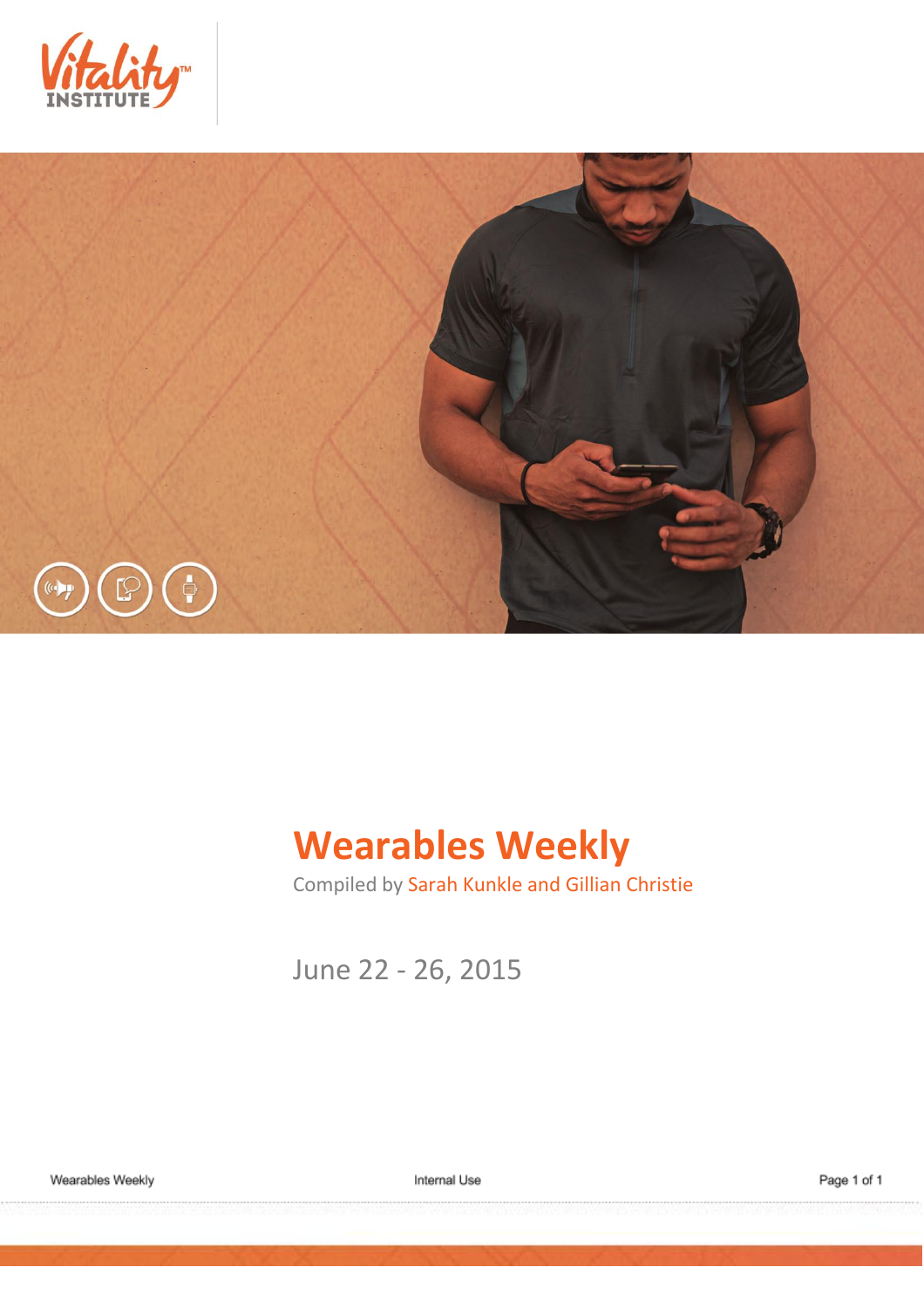# Wearables Weekly

Compiled by Sarah Kunkle and Gillian Christie

June 22 - 26, 2015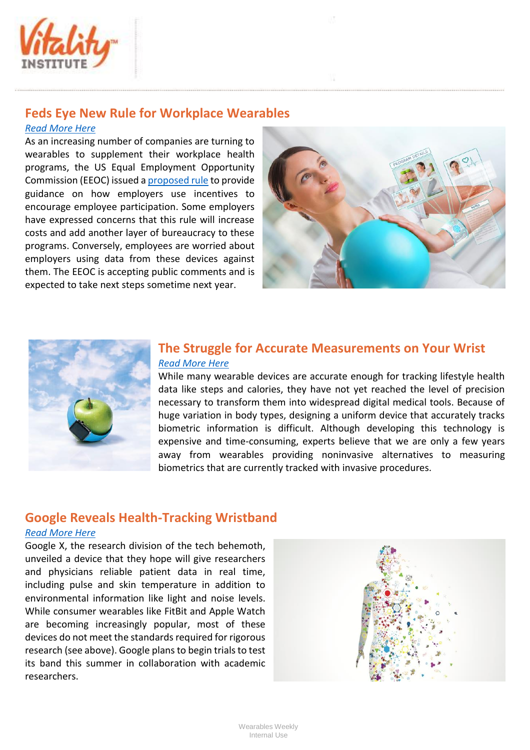## Feds Eye New Rule for Workplace Wearables

*Read More Here*

As an increasing number of companies are turning to wearables to supplement their workplace health programs, the US Equal Employment Opportunity Commission (EEOC) issued a proposed rule to provide guidance on how employers use incentives to encourage employee participation. Some employers have expressed concerns that this rule will increase costs and add another layer of bureaucracy to these programs. Conversely, employees are worried about employers using data from these devices against them. The EEOC is accepting public comments and is expected to take next steps sometime next year.

## The Struggle for Accurate Measurements on Your Wrist

*Read More Here*

While many wearable devices are accurate enough for tracking lifestyle health data like steps and calories, they have not yet reached the level of precision necessary to transform them into widespread digital medical tools. Because of huge variation in body types, designing a uniform device that accurately tracks biometric information is difficult. Although developing this technology is expensive and time-consuming, experts believe that we are only a few years away from wearables providing noninvasive alternatives to measuring biometrics that are currently tracked with invasive procedures.

## Google Reveals Health-Tracking Wristband

*Read More Here*

Google X, the research division of the tech behemoth, unveiled a device that they hope will give researchers and physicians reliable patient data in real time, including pulse and skin temperature in addition to environmental information like light and noise levels. While consumer wearables like FitBit and Apple Watch are becoming increasingly popular, most of these devices do not meet the standards required for rigorous research (see above). Google plans to begin trials to test its band this summer in collaboration with academic researchers.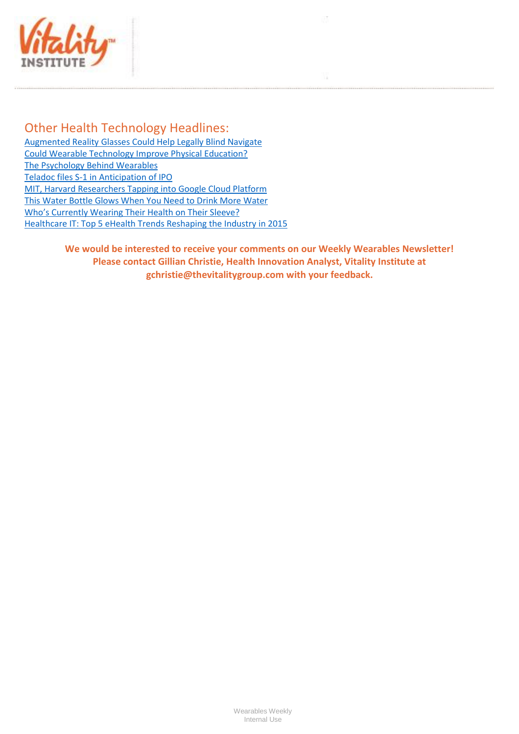## Other Health Technology Headlines:

- Augmented Reality Glasses Could Help Legally Blind Navigate
- Could Wearable Technology Improve Physical Education?
- The Psychology Behind Wearables
- Teladoc files S-1 in Anticipation of IPO
- MIT, Harvard Researchers Tapping into Google Cloud Platform
- This Water Bottle Glows When You Need to Drink More Water
- Who's Currently Wearing Their Health on Their Sleeve?
- Healthcare IT: Top 5 eHealth Trends Reshaping the Industry in 2015

**We would be interested to receive your comments on our Weekly Wearables Newsletter! Please contact Gillian Christie, Health Innovation Analyst, Vitality Institute at gchristie@thevitalitygroup.com with your feedback.**